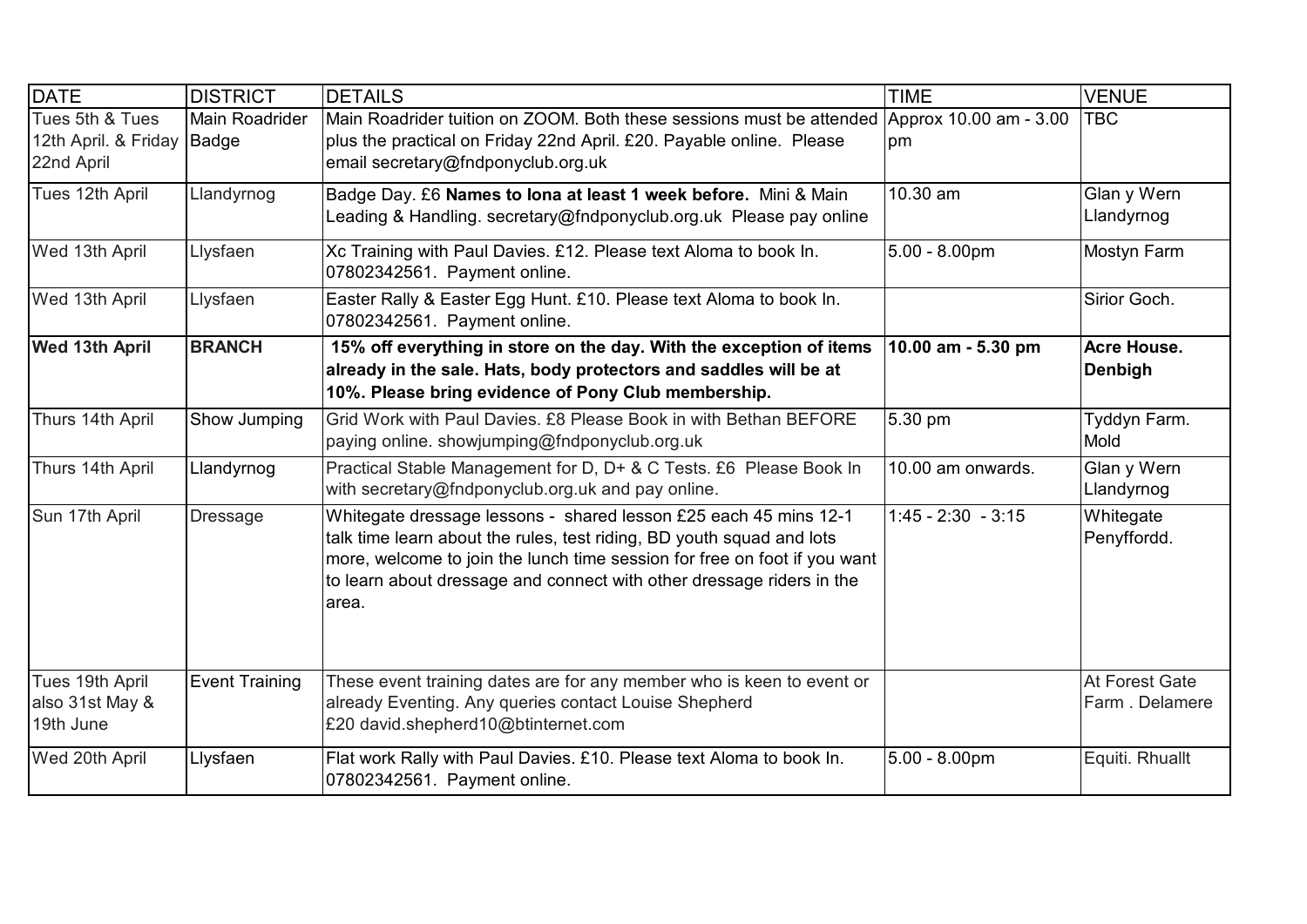| DATE | DISTRICT | DETAILS | TIME | VENUE |
|---|---|---|---|---|
| Tues 5th & Tues 12th April. & Friday 22nd April | Main Roadrider Badge | Main Roadrider tuition on ZOOM. Both these sessions must be attended plus the practical on Friday 22nd April. £20. Payable online. Please email secretary@fndponyclub.org.uk | Approx 10.00 am - 3.00 pm | TBC |
| Tues 12th April | Llandyrnog | Badge Day. £6 **Names to Iona at least 1 week before.** Mini & Main Leading & Handling. secretary@fndponyclub.org.uk Please pay online | 10.30 am | Glan y Wern Llandyrnog |
| Wed 13th April | Llysfaen | Xc Training with Paul Davies. £12. Please text Aloma to book In. 07802342561. Payment online. | 5.00 - 8.00pm | Mostyn Farm |
| Wed 13th April | Llysfaen | Easter Rally & Easter Egg Hunt. £10. Please text Aloma to book In. 07802342561. Payment online. | | Sirior Goch. |
| **Wed 13th April** | **BRANCH** | **15% off everything in store on the day. With the exception of items already in the sale. Hats, body protectors and saddles will be at 10%. Please bring evidence of Pony Club membership.** | **10.00 am - 5.30 pm** | **Acre House. Denbigh** |
| Thurs 14th April | Show Jumping | Grid Work with Paul Davies. £8 Please Book in with Bethan BEFORE paying online. showjumping@fndponyclub.org.uk | 5.30 pm | Tyddyn Farm. Mold |
| Thurs 14th April | Llandyrnog | Practical Stable Management for D, D+ & C Tests. £6 Please Book In with secretary@fndponyclub.org.uk and pay online. | 10.00 am onwards. | Glan y Wern Llandyrnog |
| Sun 17th April | Dressage | Whitegate dressage lessons - shared lesson £25 each 45 mins 12-1 talk time learn about the rules, test riding, BD youth squad and lots more, welcome to join the lunch time session for free on foot if you want to learn about dressage and connect with other dressage riders in the area. | 1:45 - 2:30 - 3:15 | Whitegate Penyffordd. |
| Tues 19th April also 31st May & 19th June | Event Training | These event training dates are for any member who is keen to event or already Eventing. Any queries contact Louise Shepherd £20 david.shepherd10@btinternet.com | | At Forest Gate Farm . Delamere |
| Wed 20th April | Llysfaen | Flat work Rally with Paul Davies. £10. Please text Aloma to book In. 07802342561. Payment online. | 5.00 - 8.00pm | Equiti. Rhuallt |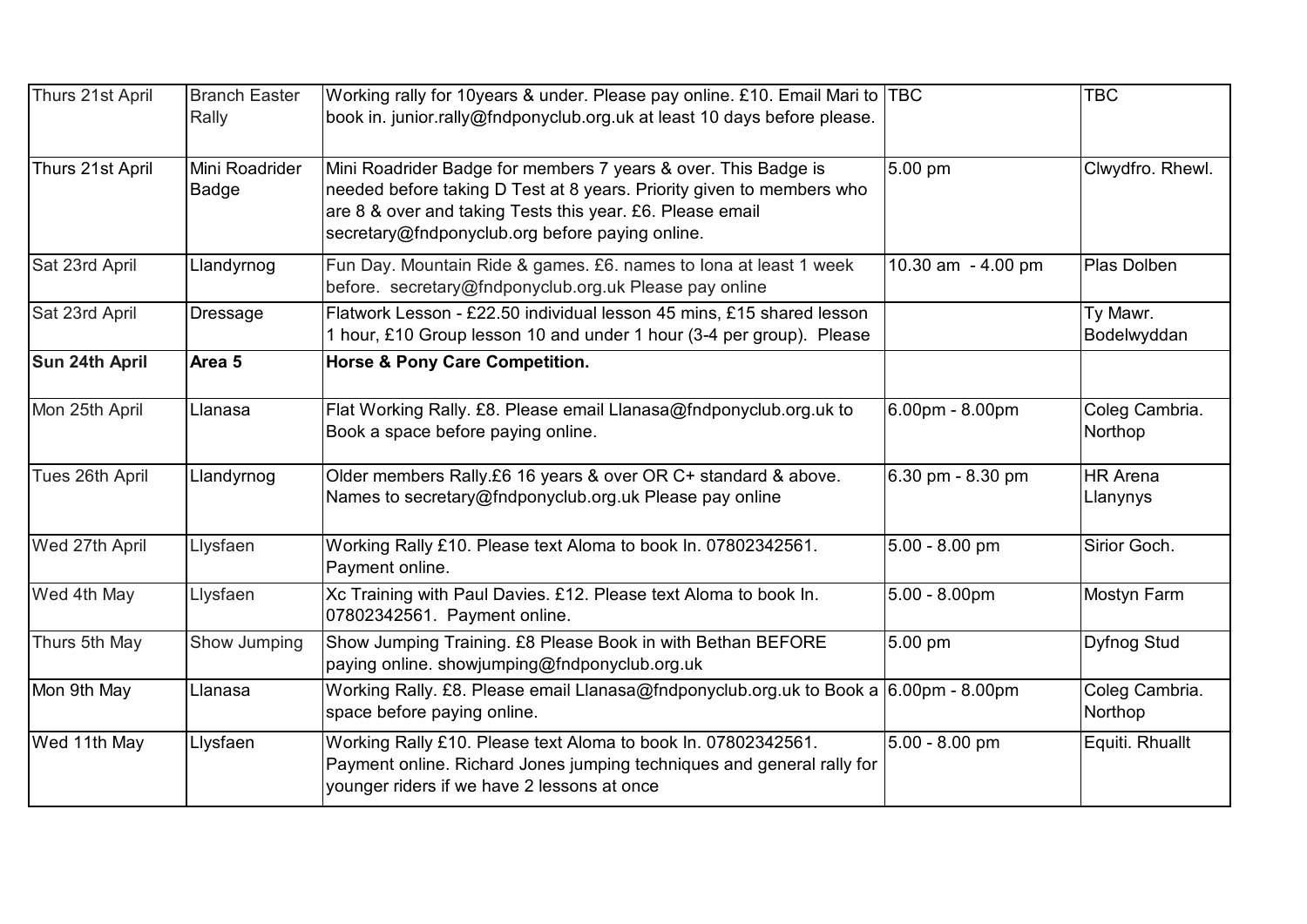| Thurs 21st April | Branch Easter Rally | Working rally for 10years & under. Please pay online. £10. Email Mari to book in. junior.rally@fndponyclub.org.uk at least 10 days before please. | TBC | TBC |
|---|---|---|---|---|
| Thurs 21st April | Mini Roadrider Badge | Mini Roadrider Badge for members 7 years & over. This Badge is needed before taking D Test at 8 years. Priority given to members who are 8 & over and taking Tests this year. £6. Please email secretary@fndponyclub.org before paying online. | 5.00 pm | Clwydfro. Rhewl. |
| Sat 23rd April | Llandyrnog | Fun Day. Mountain Ride & games. £6. names to Iona at least 1 week before. secretary@fndponyclub.org.uk Please pay online | 10.30 am - 4.00 pm | Plas Dolben |
| Sat 23rd April | Dressage | Flatwork Lesson - £22.50 individual lesson 45 mins, £15 shared lesson 1 hour, £10 Group lesson 10 and under 1 hour (3-4 per group). Please | | Ty Mawr. Bodelwyddan |
| **Sun 24th April** | **Area 5** | **Horse & Pony Care Competition.** | | |
| Mon 25th April | Llanasa | Flat Working Rally. £8. Please email Llanasa@fndponyclub.org.uk to Book a space before paying online. | 6.00pm - 8.00pm | Coleg Cambria. Northop |
| Tues 26th April | Llandyrnog | Older members Rally.£6 16 years & over OR C+ standard & above. Names to secretary@fndponyclub.org.uk Please pay online | 6.30 pm - 8.30 pm | HR Arena Llanynys |
| Wed 27th April | Llysfaen | Working Rally £10. Please text Aloma to book In. 07802342561. Payment online. | 5.00 - 8.00 pm | Sirior Goch. |
| Wed 4th May | Llysfaen | Xc Training with Paul Davies. £12. Please text Aloma to book In. 07802342561. Payment online. | 5.00 - 8.00pm | Mostyn Farm |
| Thurs 5th May | Show Jumping | Show Jumping Training. £8 Please Book in with Bethan BEFORE paying online. showjumping@fndponyclub.org.uk | 5.00 pm | Dyfnog Stud |
| Mon 9th May | Llanasa | Working Rally. £8. Please email Llanasa@fndponyclub.org.uk to Book a space before paying online. | 6.00pm - 8.00pm | Coleg Cambria. Northop |
| Wed 11th May | Llysfaen | Working Rally £10. Please text Aloma to book In. 07802342561. Payment online. Richard Jones jumping techniques and general rally for younger riders if we have 2 lessons at once | 5.00 - 8.00 pm | Equiti. Rhuallt |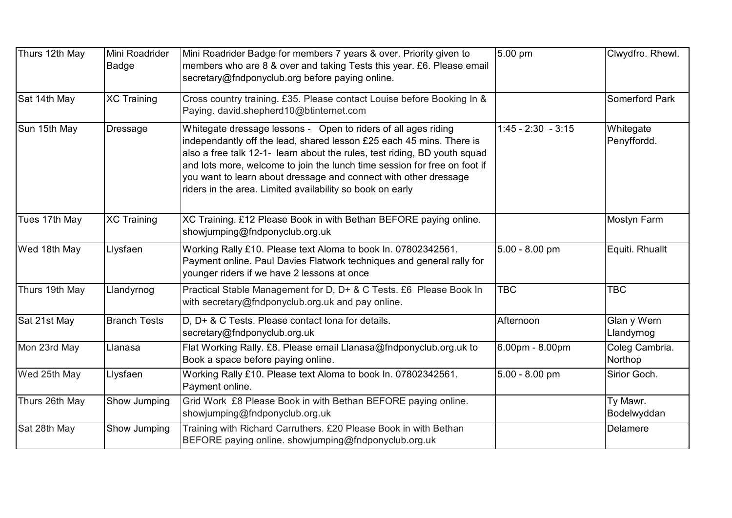| Thurs 12th May | Mini Roadrider Badge | Mini Roadrider Badge for members 7 years & over. Priority given to members who are 8 & over and taking Tests this year. £6. Please email secretary@fndponyclub.org before paying online. | 5.00 pm | Clwydfro. Rhewl. |
|---|---|---|---|---|
| Sat 14th May | XC Training | Cross country training. £35. Please contact Louise before Booking In & Paying. david.shepherd10@btinternet.com | | Somerford Park |
| Sun 15th May | Dressage | Whitegate dressage lessons - Open to riders of all ages riding independantly off the lead, shared lesson £25 each 45 mins. There is also a free talk 12-1- learn about the rules, test riding, BD youth squad and lots more, welcome to join the lunch time session for free on foot if you want to learn about dressage and connect with other dressage riders in the area. Limited availability so book on early | 1:45 - 2:30 - 3:15 | Whitegate Penyffordd. |
| Tues 17th May | XC Training | XC Training. £12 Please Book in with Bethan BEFORE paying online. showjumping@fndponyclub.org.uk | | Mostyn Farm |
| Wed 18th May | Llysfaen | Working Rally £10. Please text Aloma to book In. 07802342561. Payment online. Paul Davies Flatwork techniques and general rally for younger riders if we have 2 lessons at once | 5.00 - 8.00 pm | Equiti. Rhuallt |
| Thurs 19th May | Llandyrnog | Practical Stable Management for D, D+ & C Tests. £6 Please Book In with secretary@fndponyclub.org.uk and pay online. | TBC | TBC |
| Sat 21st May | Branch Tests | D, D+ & C Tests. Please contact Iona for details. secretary@fndponyclub.org.uk | Afternoon | Glan y Wern Llandyrnog |
| Mon 23rd May | Llanasa | Flat Working Rally. £8. Please email Llanasa@fndponyclub.org.uk to Book a space before paying online. | 6.00pm - 8.00pm | Coleg Cambria. Northop |
| Wed 25th May | Llysfaen | Working Rally £10. Please text Aloma to book In. 07802342561. Payment online. | 5.00 - 8.00 pm | Sirior Goch. |
| Thurs 26th May | Show Jumping | Grid Work £8 Please Book in with Bethan BEFORE paying online. showjumping@fndponyclub.org.uk | | Ty Mawr. Bodelwyddan |
| Sat 28th May | Show Jumping | Training with Richard Carruthers. £20 Please Book in with Bethan BEFORE paying online. showjumping@fndponyclub.org.uk | | Delamere |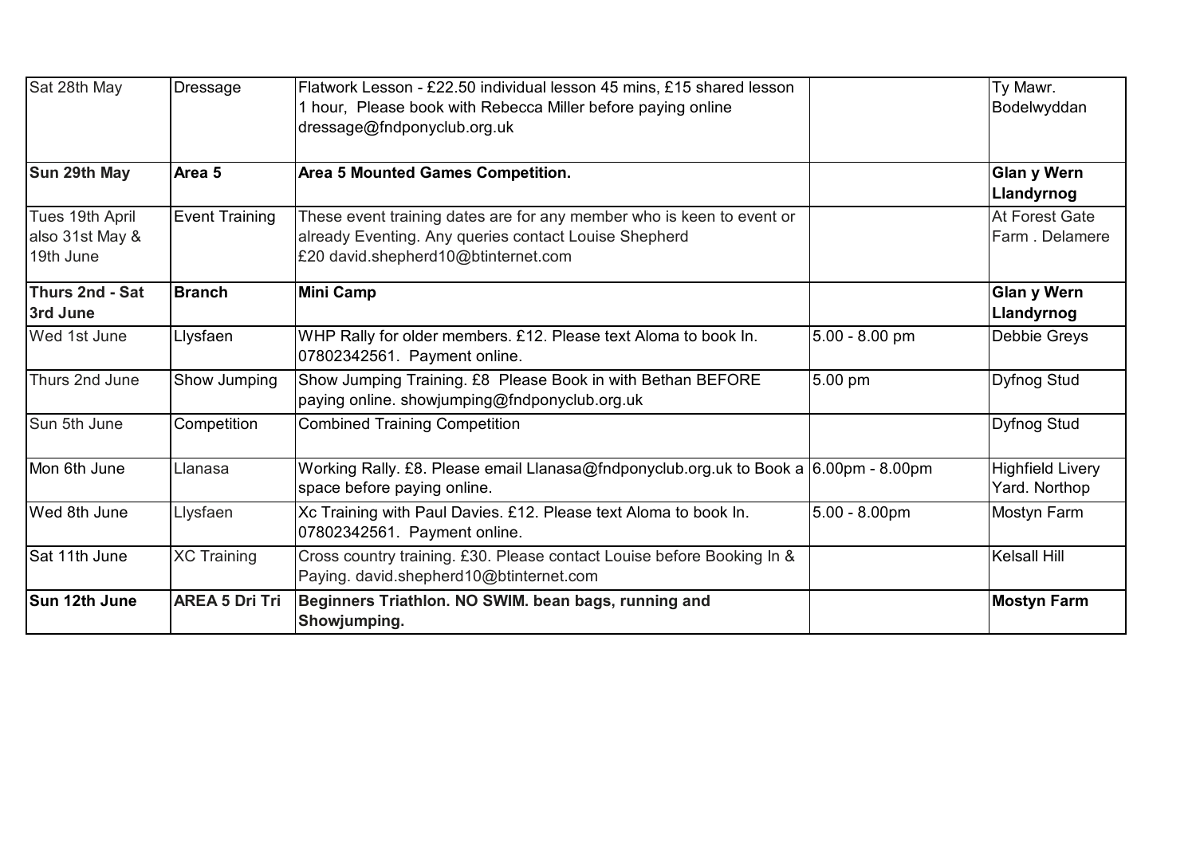| Sat 28th May | Dressage | Flatwork Lesson - £22.50 individual lesson 45 mins, £15 shared lesson 1 hour, Please book with Rebecca Miller before paying online dressage@fndponyclub.org.uk | | Ty Mawr. Bodelwyddan |
|---|---|---|---|---|
| **Sun 29th May** | **Area 5** | **Area 5 Mounted Games Competition.** | | **Glan y Wern Llandyrnog** |
| Tues 19th April also 31st May & 19th June | Event Training | These event training dates are for any member who is keen to event or already Eventing. Any queries contact Louise Shepherd £20 david.shepherd10@btinternet.com | | At Forest Gate Farm . Delamere |
| **Thurs 2nd - Sat 3rd June** | **Branch** | **Mini Camp** | | **Glan y Wern Llandyrnog** |
| Wed 1st June | Llysfaen | WHP Rally for older members. £12. Please text Aloma to book In. 07802342561. Payment online. | 5.00 - 8.00 pm | Debbie Greys |
| Thurs 2nd June | Show Jumping | Show Jumping Training. £8 Please Book in with Bethan BEFORE paying online. showjumping@fndponyclub.org.uk | 5.00 pm | Dyfnog Stud |
| Sun 5th June | Competition | Combined Training Competition | | Dyfnog Stud |
| Mon 6th June | Llanasa | Working Rally. £8. Please email Llanasa@fndponyclub.org.uk to Book a space before paying online. | 6.00pm - 8.00pm | Highfield Livery Yard. Northop |
| Wed 8th June | Llysfaen | Xc Training with Paul Davies. £12. Please text Aloma to book In. 07802342561. Payment online. | 5.00 - 8.00pm | Mostyn Farm |
| Sat 11th June | XC Training | Cross country training. £30. Please contact Louise before Booking In & Paying. david.shepherd10@btinternet.com | | Kelsall Hill |
| **Sun 12th June** | **AREA 5 Dri Tri** | **Beginners Triathlon. NO SWIM. bean bags, running and Showjumping.** | | **Mostyn Farm** |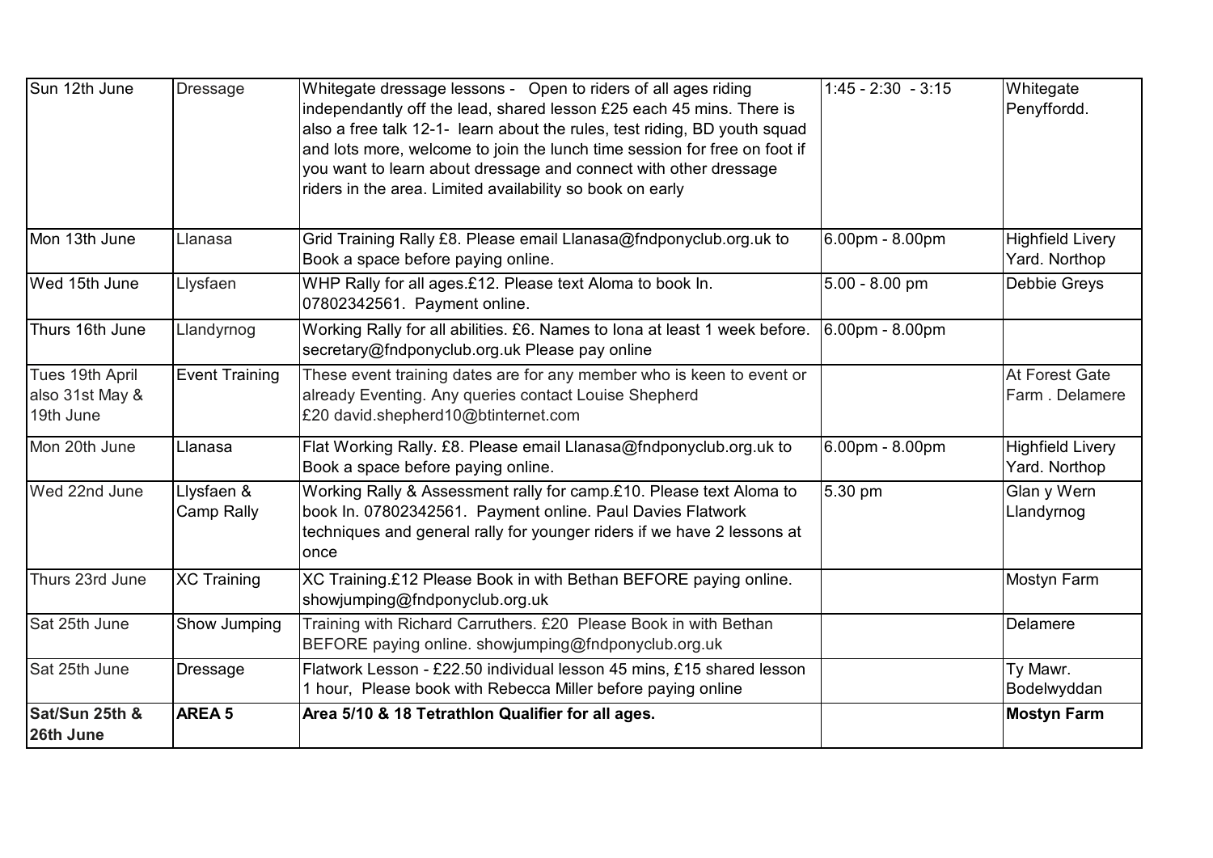| Sun 12th June | Dressage | Whitegate dressage lessons - Open to riders of all ages riding independantly off the lead, shared lesson £25 each 45 mins. There is also a free talk 12-1- learn about the rules, test riding, BD youth squad and lots more, welcome to join the lunch time session for free on foot if you want to learn about dressage and connect with other dressage riders in the area. Limited availability so book on early | 1:45 - 2:30 - 3:15 | Whitegate Penyffordd. |
|---|---|---|---|---|
| Mon 13th June | Llanasa | Grid Training Rally £8. Please email Llanasa@fndponyclub.org.uk to Book a space before paying online. | 6.00pm - 8.00pm | Highfield Livery Yard. Northop |
| Wed 15th June | Llysfaen | WHP Rally for all ages.£12. Please text Aloma to book In. 07802342561. Payment online. | 5.00 - 8.00 pm | Debbie Greys |
| Thurs 16th June | Llandyrnog | Working Rally for all abilities. £6. Names to Iona at least 1 week before. secretary@fndponyclub.org.uk Please pay online | 6.00pm - 8.00pm | |
| Tues 19th April also 31st May & 19th June | Event Training | These event training dates are for any member who is keen to event or already Eventing. Any queries contact Louise Shepherd £20 david.shepherd10@btinternet.com | | At Forest Gate Farm . Delamere |
| Mon 20th June | Llanasa | Flat Working Rally. £8. Please email Llanasa@fndponyclub.org.uk to Book a space before paying online. | 6.00pm - 8.00pm | Highfield Livery Yard. Northop |
| Wed 22nd June | Llysfaen & Camp Rally | Working Rally & Assessment rally for camp.£10. Please text Aloma to book In. 07802342561. Payment online. Paul Davies Flatwork techniques and general rally for younger riders if we have 2 lessons at once | 5.30 pm | Glan y Wern Llandyrnog |
| Thurs 23rd June | XC Training | XC Training.£12 Please Book in with Bethan BEFORE paying online. showjumping@fndponyclub.org.uk | | Mostyn Farm |
| Sat 25th June | Show Jumping | Training with Richard Carruthers. £20 Please Book in with Bethan BEFORE paying online. showjumping@fndponyclub.org.uk | | Delamere |
| Sat 25th June | Dressage | Flatwork Lesson - £22.50 individual lesson 45 mins, £15 shared lesson 1 hour, Please book with Rebecca Miller before paying online | | Ty Mawr. Bodelwyddan |
| **Sat/Sun 25th & 26th June** | **AREA 5** | **Area 5/10 & 18 Tetrathlon Qualifier for all ages.** | | **Mostyn Farm** |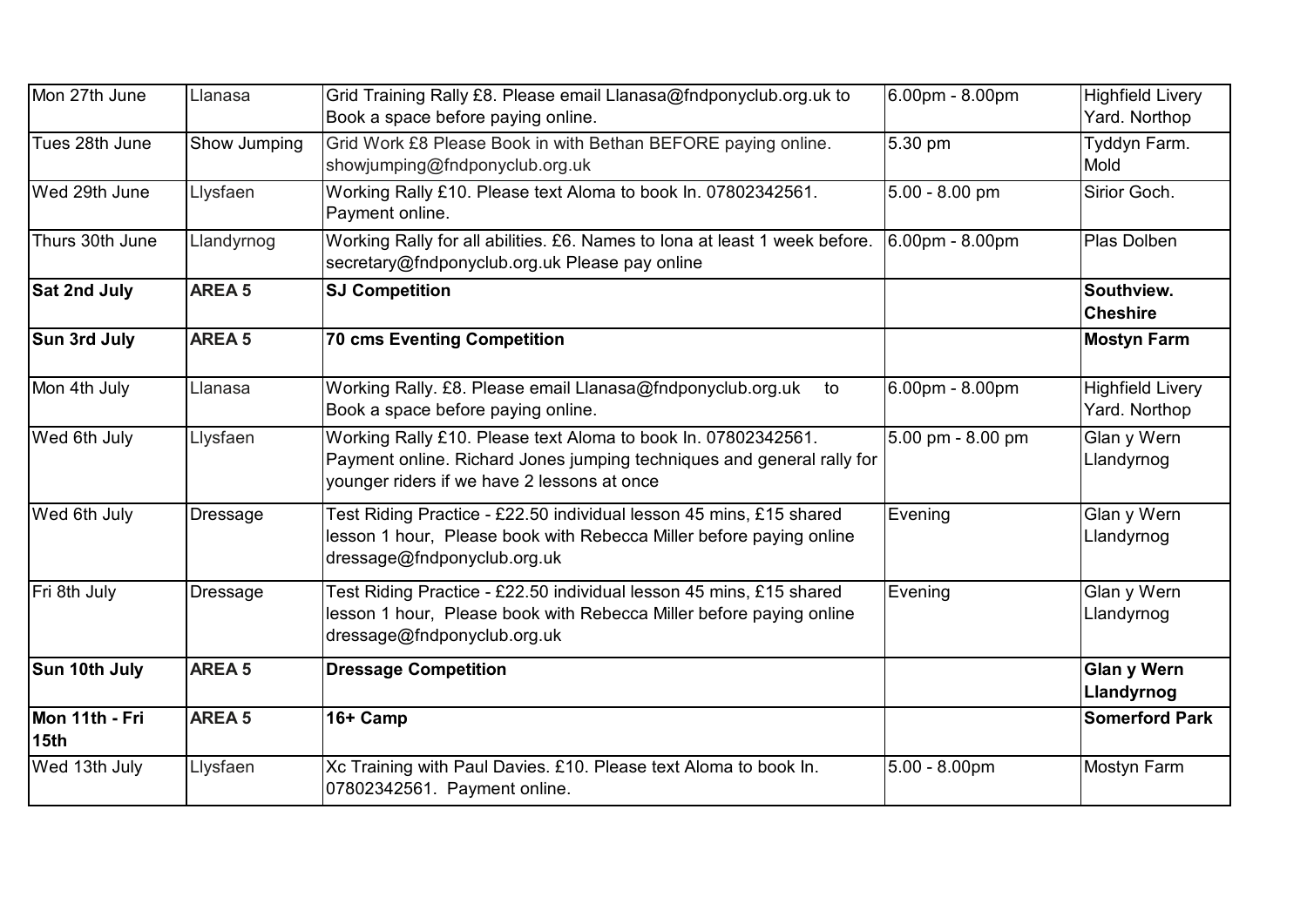| Mon 27th June | Llanasa | Grid Training Rally £8. Please email Llanasa@fndponyclub.org.uk to Book a space before paying online. | 6.00pm - 8.00pm | Highfield Livery Yard. Northop |
|---|---|---|---|---|
| Tues 28th June | Show Jumping | Grid Work £8 Please Book in with Bethan BEFORE paying online. showjumping@fndponyclub.org.uk | 5.30 pm | Tyddyn Farm. Mold |
| Wed 29th June | Llysfaen | Working Rally £10. Please text Aloma to book In. 07802342561. Payment online. | 5.00 - 8.00 pm | Sirior Goch. |
| Thurs 30th June | Llandyrnog | Working Rally for all abilities. £6. Names to Iona at least 1 week before. secretary@fndponyclub.org.uk Please pay online | 6.00pm - 8.00pm | Plas Dolben |
| **Sat 2nd July** | **AREA 5** | **SJ Competition** | | **Southview. Cheshire** |
| **Sun 3rd July** | **AREA 5** | **70 cms Eventing Competition** | | **Mostyn Farm** |
| Mon 4th July | Llanasa | Working Rally. £8. Please email Llanasa@fndponyclub.org.uk to Book a space before paying online. | 6.00pm - 8.00pm | Highfield Livery Yard. Northop |
| Wed 6th July | Llysfaen | Working Rally £10. Please text Aloma to book In. 07802342561. Payment online. Richard Jones jumping techniques and general rally for younger riders if we have 2 lessons at once | 5.00 pm - 8.00 pm | Glan y Wern Llandyrnog |
| Wed 6th July | Dressage | Test Riding Practice - £22.50 individual lesson 45 mins, £15 shared lesson 1 hour, Please book with Rebecca Miller before paying online dressage@fndponyclub.org.uk | Evening | Glan y Wern Llandyrnog |
| Fri 8th July | Dressage | Test Riding Practice - £22.50 individual lesson 45 mins, £15 shared lesson 1 hour, Please book with Rebecca Miller before paying online dressage@fndponyclub.org.uk | Evening | Glan y Wern Llandyrnog |
| **Sun 10th July** | **AREA 5** | **Dressage Competition** | | **Glan y Wern Llandyrnog** |
| **Mon 11th - Fri 15th** | **AREA 5** | **16+ Camp** | | **Somerford Park** |
| Wed 13th July | Llysfaen | Xc Training with Paul Davies. £10. Please text Aloma to book In. 07802342561. Payment online. | 5.00 - 8.00pm | Mostyn Farm |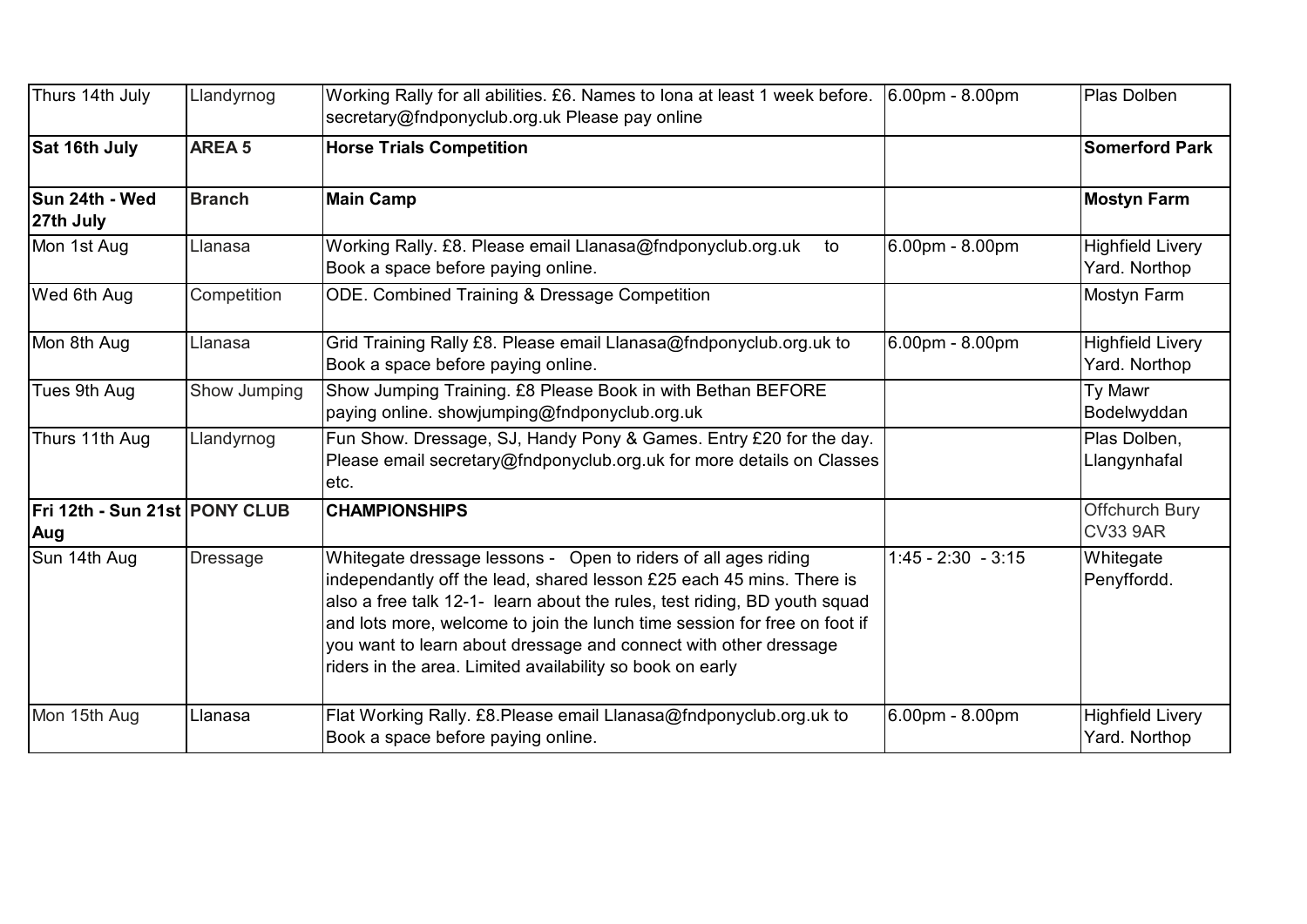| Thurs 14th July | Llandyrnog | Working Rally for all abilities. £6. Names to Iona at least 1 week before. secretary@fndponyclub.org.uk Please pay online | 6.00pm - 8.00pm | Plas Dolben |
|---|---|---|---|---|
| **Sat 16th July** | **AREA 5** | **Horse Trials Competition** | | **Somerford Park** |
| **Sun 24th - Wed 27th July** | **Branch** | **Main Camp** | | **Mostyn Farm** |
| Mon 1st Aug | Llanasa | Working Rally. £8. Please email Llanasa@fndponyclub.org.uk to Book a space before paying online. | 6.00pm - 8.00pm | Highfield Livery Yard. Northop |
| Wed 6th Aug | Competition | ODE. Combined Training & Dressage Competition | | Mostyn Farm |
| Mon 8th Aug | Llanasa | Grid Training Rally £8. Please email Llanasa@fndponyclub.org.uk to Book a space before paying online. | 6.00pm - 8.00pm | Highfield Livery Yard. Northop |
| Tues 9th Aug | Show Jumping | Show Jumping Training. £8 Please Book in with Bethan BEFORE paying online. showjumping@fndponyclub.org.uk | | Ty Mawr Bodelwyddan |
| Thurs 11th Aug | Llandyrnog | Fun Show. Dressage, SJ, Handy Pony & Games. Entry £20 for the day. Please email secretary@fndponyclub.org.uk for more details on Classes etc. | | Plas Dolben, Llangynhafal |
| **Fri 12th - Sun 21st Aug** | **PONY CLUB** | **CHAMPIONSHIPS** | | Offchurch Bury CV33 9AR |
| Sun 14th Aug | Dressage | Whitegate dressage lessons - Open to riders of all ages riding independantly off the lead, shared lesson £25 each 45 mins. There is also a free talk 12-1- learn about the rules, test riding, BD youth squad and lots more, welcome to join the lunch time session for free on foot if you want to learn about dressage and connect with other dressage riders in the area. Limited availability so book on early | 1:45 - 2:30 - 3:15 | Whitegate Penyffordd. |
| Mon 15th Aug | Llanasa | Flat Working Rally. £8.Please email Llanasa@fndponyclub.org.uk to Book a space before paying online. | 6.00pm - 8.00pm | Highfield Livery Yard. Northop |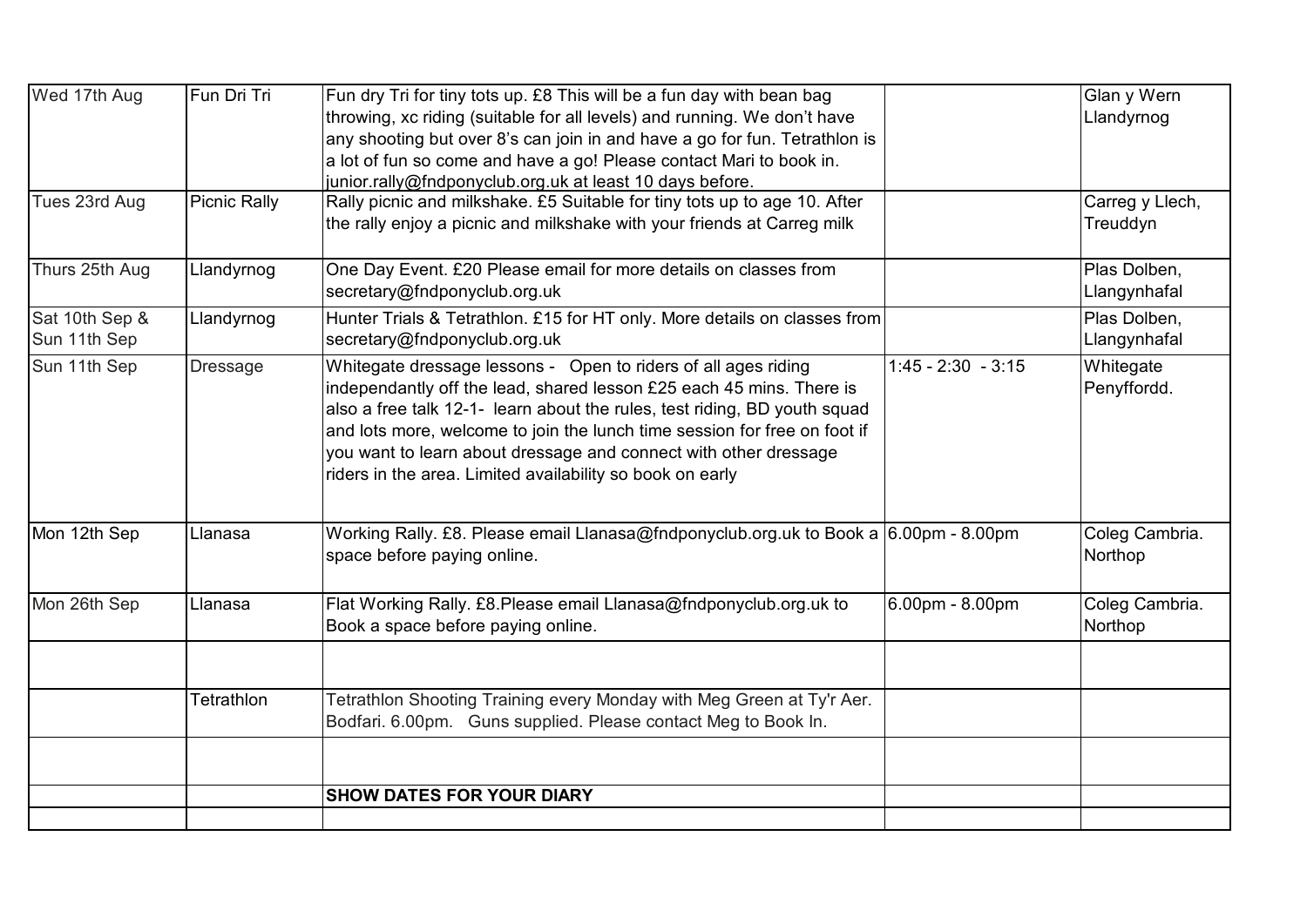| | | | | |
|---|---|---|---|---|
| Wed 17th Aug | Fun Dri Tri | Fun dry Tri for tiny tots up. £8 This will be a fun day with bean bag throwing, xc riding (suitable for all levels) and running. We don't have any shooting but over 8's can join in and have a go for fun. Tetrathlon is a lot of fun so come and have a go! Please contact Mari to book in. junior.rally@fndponyclub.org.uk at least 10 days before. | | Glan y Wern Llandyrnog |
| Tues 23rd Aug | Picnic Rally | Rally picnic and milkshake. £5 Suitable for tiny tots up to age 10. After the rally enjoy a picnic and milkshake with your friends at Carreg milk | | Carreg y Llech, Treuddyn |
| Thurs 25th Aug | Llandyrnog | One Day Event. £20 Please email for more details on classes from secretary@fndponyclub.org.uk | | Plas Dolben, Llangynhafal |
| Sat 10th Sep & Sun 11th Sep | Llandyrnog | Hunter Trials & Tetrathlon. £15 for HT only. More details on classes from secretary@fndponyclub.org.uk | | Plas Dolben, Llangynhafal |
| Sun 11th Sep | Dressage | Whitegate dressage lessons - Open to riders of all ages riding independantly off the lead, shared lesson £25 each 45 mins. There is also a free talk 12-1- learn about the rules, test riding, BD youth squad and lots more, welcome to join the lunch time session for free on foot if you want to learn about dressage and connect with other dressage riders in the area. Limited availability so book on early | 1:45 - 2:30 - 3:15 | Whitegate Penyffordd. |
| Mon 12th Sep | Llanasa | Working Rally. £8. Please email Llanasa@fndponyclub.org.uk to Book a space before paying online. | 6.00pm - 8.00pm | Coleg Cambria. Northop |
| Mon 26th Sep | Llanasa | Flat Working Rally. £8.Please email Llanasa@fndponyclub.org.uk to Book a space before paying online. | 6.00pm - 8.00pm | Coleg Cambria. Northop |
| | | | | |
| | Tetrathlon | Tetrathlon Shooting Training every Monday with Meg Green at Ty'r Aer. Bodfari. 6.00pm. Guns supplied. Please contact Meg to Book In. | | |
| | | | | |
| | | **SHOW DATES FOR YOUR DIARY** | | |
| | | | | |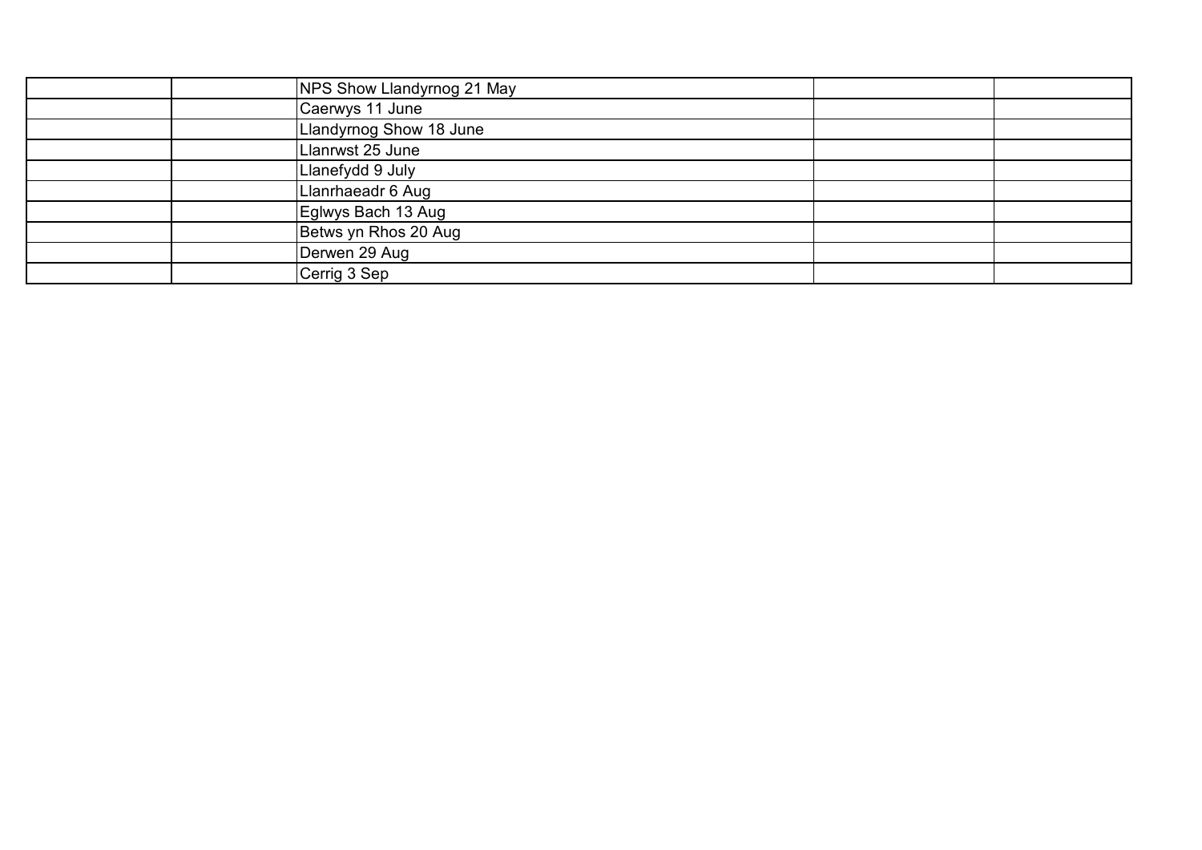| | | | | |
|---|---|---|---|---|
| | | NPS Show Llandyrnog 21 May | | |
| | | Caerwys 11 June | | |
| | | Llandyrnog Show 18 June | | |
| | | Llanrwst 25 June | | |
| | | Llanefydd 9 July | | |
| | | Llanrhaeadr 6 Aug | | |
| | | Eglwys Bach 13 Aug | | |
| | | Betws yn Rhos 20 Aug | | |
| | | Derwen 29 Aug | | |
| | | Cerrig 3 Sep | | |